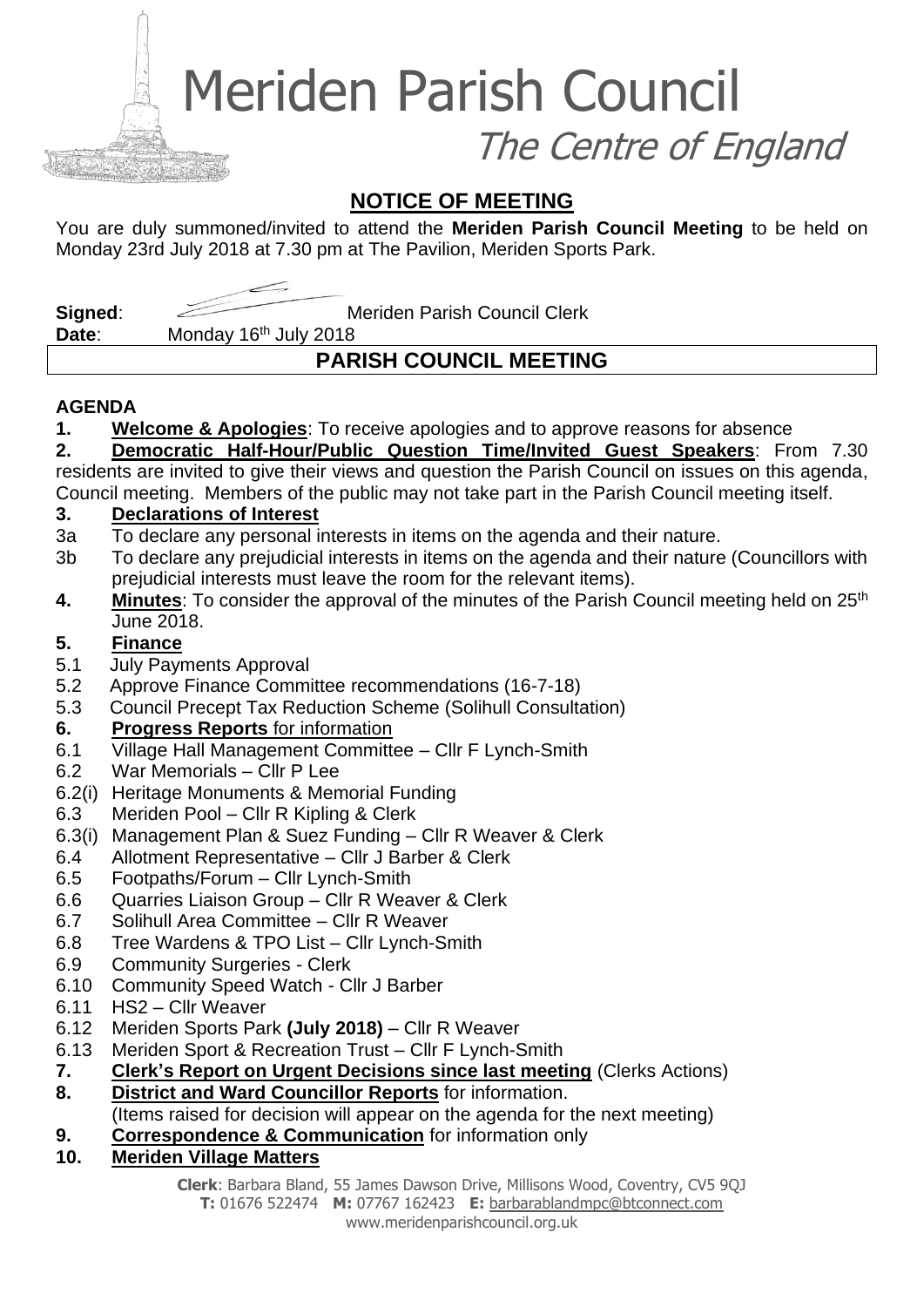# Meriden Parish Council

*The Centre of England*

## NOTICE OF MEETING

You are duly summoned/invited to attend the **Meriden Parish Council Meeting** to be held on Monday 23rd July 2018 at 7.30 pm at The Pavilion, Meriden Sports Park.

**Signed**: Meriden Parish Council Clerk

**Date**: Monday 16th July 2018

## PARISH COUNCIL MEETING

### AGENDA

**1. Welcome & Apologies**: To receive apologies and to approve reasons for absence

**2. Democratic Half-Hour/Public Question Time/Invited Guest Speakers**: From 7.30 residents are invited to give their views and question the Parish Council on issues on this agenda, Council meeting. Members of the public may not take part in the Parish Council meeting itself.

**3. Declarations of Interest**

3a To declare any personal interests in items on the agenda and their nature.

3b To declare any prejudicial interests in items on the agenda and their nature (Councillors with prejudicial interests must leave the room for the relevant items).

**4. Minutes**: To consider the approval of the minutes of the Parish Council meeting held on 25th June 2018.

**5. Finance**

5.1 July Payments Approval

5.2 Approve Finance Committee recommendations (16-7-18)

5.3 Council Precept Tax Reduction Scheme (Solihull Consultation)

**6. Progress Reports** for information

6.1 Village Hall Management Committee – Cllr F Lynch-Smith

6.2 War Memorials – Cllr P Lee

6.2(i) Heritage Monuments & Memorial Funding

6.3 Meriden Pool – Cllr R Kipling & Clerk

6.3(i) Management Plan & Suez Funding – Cllr R Weaver & Clerk

6.4 Allotment Representative – Cllr J Barber & Clerk

6.5 Footpaths/Forum – Cllr Lynch-Smith

6.6 Quarries Liaison Group – Cllr R Weaver & Clerk

6.7 Solihull Area Committee – Cllr R Weaver

6.8 Tree Wardens & TPO List – Cllr Lynch-Smith

6.9 Community Surgeries - Clerk

6.10 Community Speed Watch - Cllr J Barber

6.11 HS2 – Cllr Weaver

6.12 Meriden Sports Park **(July 2018)** – Cllr R Weaver

6.13 Meriden Sport & Recreation Trust – Cllr F Lynch-Smith

**7. Clerk's Report on Urgent Decisions since last meeting** (Clerks Actions)

**8. District and Ward Councillor Reports** for information.
(Items raised for decision will appear on the agenda for the next meeting)

**9. Correspondence & Communication** for information only

**10. Meriden Village Matters**

**Clerk**: Barbara Bland, 55 James Dawson Drive, Millisons Wood, Coventry, CV5 9QJ
**T:** 01676 522474 **M:** 07767 162423 **E:** barbarablandmpc@btconnect.com
www.meridenparishcouncil.org.uk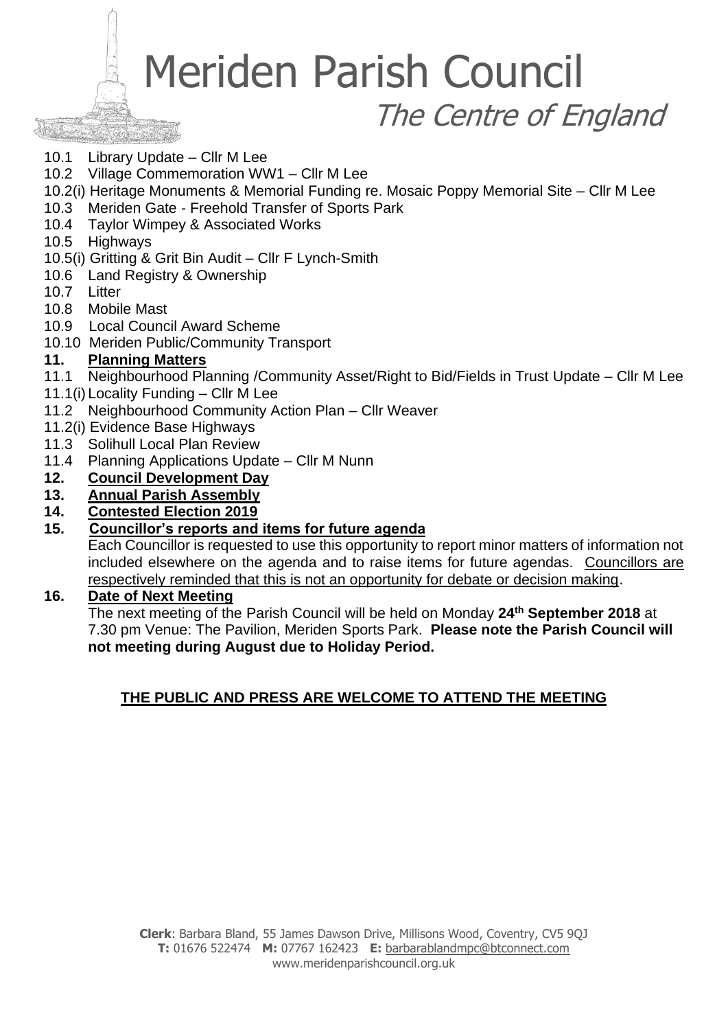- 10.1 Library Update – Cllr M Lee
- 10.2 Village Commemoration WW1 – Cllr M Lee
- 10.2(i) Heritage Monuments & Memorial Funding re. Mosaic Poppy Memorial Site – Cllr M Lee
- 10.3 Meriden Gate - Freehold Transfer of Sports Park
- 10.4 Taylor Wimpey & Associated Works
- 10.5 Highways
- 10.5(i) Gritting & Grit Bin Audit – Cllr F Lynch-Smith
- 10.6 Land Registry & Ownership
- 10.7 Litter
- 10.8 Mobile Mast
- 10.9 Local Council Award Scheme
- 10.10 Meriden Public/Community Transport

**11. Planning Matters**

- 11.1 Neighbourhood Planning /Community Asset/Right to Bid/Fields in Trust Update – Cllr M Lee
- 11.1(i) Locality Funding – Cllr M Lee
- 11.2 Neighbourhood Community Action Plan – Cllr Weaver
- 11.2(i) Evidence Base Highways
- 11.3 Solihull Local Plan Review
- 11.4 Planning Applications Update – Cllr M Nunn

**12. Council Development Day**

**13. Annual Parish Assembly**

**14. Contested Election 2019**

**15. Councillor's reports and items for future agenda**

Each Councillor is requested to use this opportunity to report minor matters of information not included elsewhere on the agenda and to raise items for future agendas. Councillors are respectively reminded that this is not an opportunity for debate or decision making.

**16. Date of Next Meeting**

The next meeting of the Parish Council will be held on Monday **24th September 2018** at 7.30 pm Venue: The Pavilion, Meriden Sports Park. **Please note the Parish Council will not meeting during August due to Holiday Period.**

**THE PUBLIC AND PRESS ARE WELCOME TO ATTEND THE MEETING**